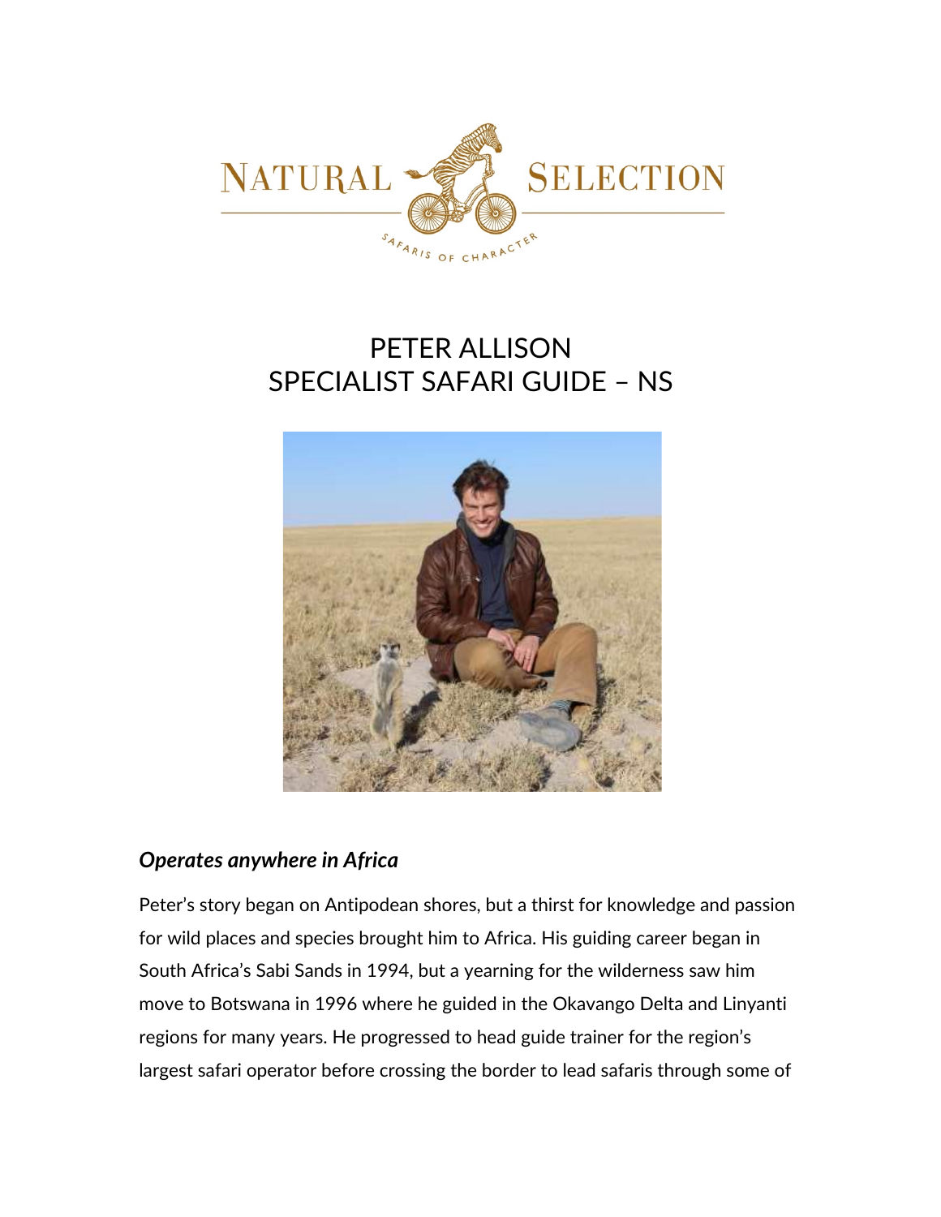NATURAL SELECTION

SAFARIS OF CHARACTER

# PETER ALLISON
# SPECIALIST SAFARI GUIDE – NS

### *Operates anywhere in Africa*

Peter's story began on Antipodean shores, but a thirst for knowledge and passion for wild places and species brought him to Africa. His guiding career began in South Africa's Sabi Sands in 1994, but a yearning for the wilderness saw him move to Botswana in 1996 where he guided in the Okavango Delta and Linyanti regions for many years. He progressed to head guide trainer for the region's largest safari operator before crossing the border to lead safaris through some of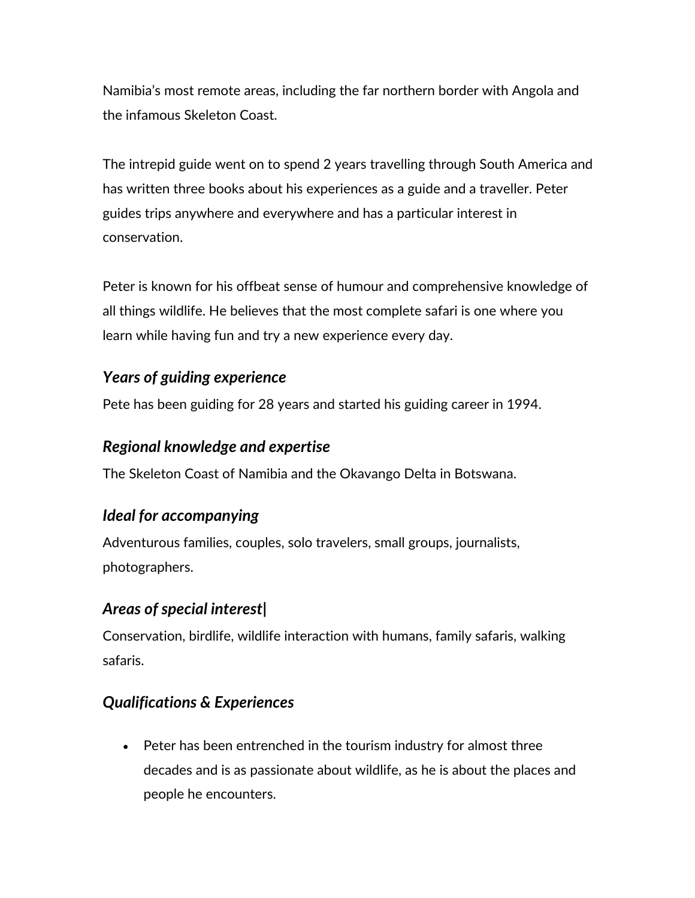Namibia's most remote areas, including the far northern border with Angola and the infamous Skeleton Coast.

The intrepid guide went on to spend 2 years travelling through South America and has written three books about his experiences as a guide and a traveller. Peter guides trips anywhere and everywhere and has a particular interest in conservation.

Peter is known for his offbeat sense of humour and comprehensive knowledge of all things wildlife. He believes that the most complete safari is one where you learn while having fun and try a new experience every day.

### *Years of guiding experience*

Pete has been guiding for 28 years and started his guiding career in 1994.

### *Regional knowledge and expertise*

The Skeleton Coast of Namibia and the Okavango Delta in Botswana.

### *Ideal for accompanying*

Adventurous families, couples, solo travelers, small groups, journalists, photographers.

### *Areas of special interest|*

Conservation, birdlife, wildlife interaction with humans, family safaris, walking safaris.

### *Qualifications & Experiences*

- Peter has been entrenched in the tourism industry for almost three decades and is as passionate about wildlife, as he is about the places and people he encounters.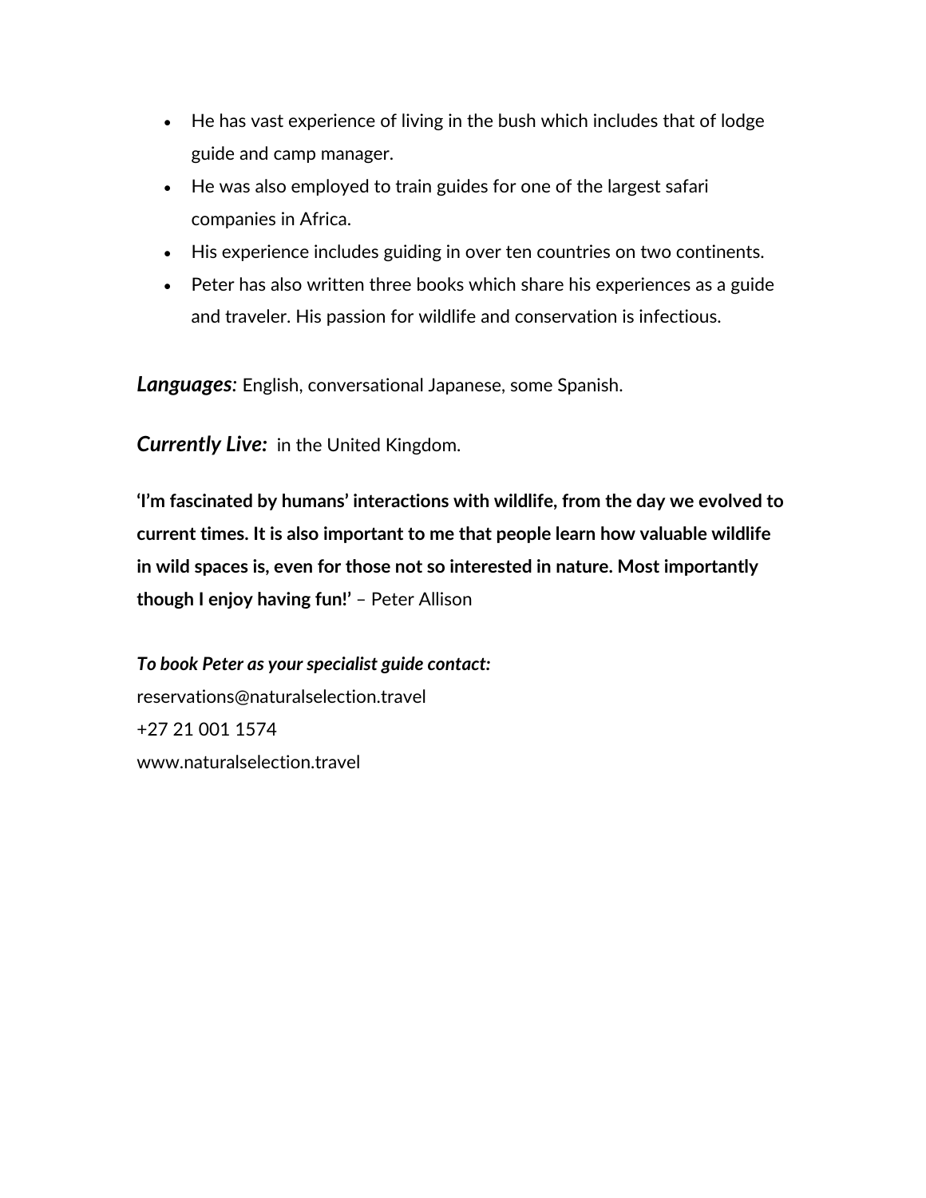- He has vast experience of living in the bush which includes that of lodge guide and camp manager.
- He was also employed to train guides for one of the largest safari companies in Africa.
- His experience includes guiding in over ten countries on two continents.
- Peter has also written three books which share his experiences as a guide and traveler. His passion for wildlife and conservation is infectious.

***Languages:*** English, conversational Japanese, some Spanish.

***Currently Live:*** in the United Kingdom.

**'I'm fascinated by humans' interactions with wildlife, from the day we evolved to current times. It is also important to me that people learn how valuable wildlife in wild spaces is, even for those not so interested in nature. Most importantly though I enjoy having fun!'** – Peter Allison

***To book Peter as your specialist guide contact:***
reservations@naturalselection.travel
+27 21 001 1574
www.naturalselection.travel